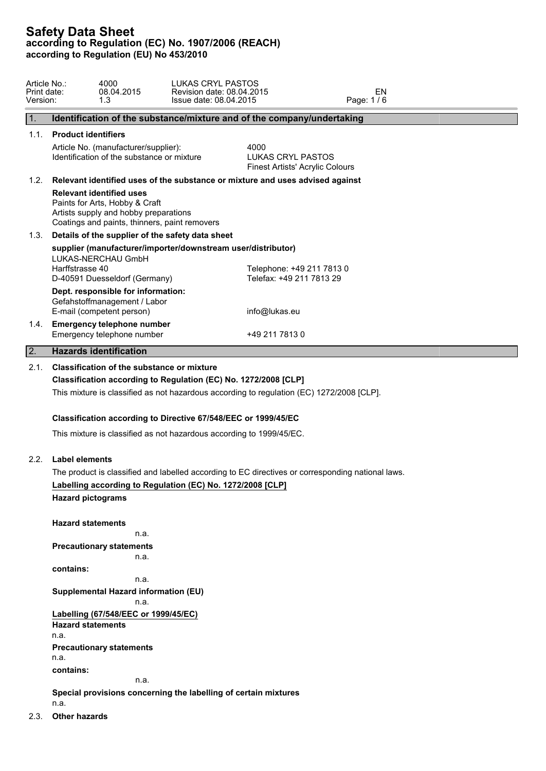# Safety Data Sheet

**according to Regulation (EC) No. 1907/2006 (REACH)**
**according to Regulation (EU) No 453/2010**

| Article No.: | 4000 | LUKAS CRYL PASTOS | |
|---|---|---|---|
| Print date: | 08.04.2015 | Revision date: 08.04.2015 | EN |
| Version: | 1.3 | Issue date: 08.04.2015 | |

## 1. Identification of the substance/mixture and of the company/undertaking

### 1.1. Product identifiers

Article No. (manufacturer/supplier): 4000
Identification of the substance or mixture: LUKAS CRYL PASTOS
Finest Artists' Acrylic Colours

### 1.2. Relevant identified uses of the substance or mixture and uses advised against

**Relevant identified uses**
Paints for Arts, Hobby & Craft
Artists supply and hobby preparations
Coatings and paints, thinners, paint removers

### 1.3. Details of the supplier of the safety data sheet

**supplier (manufacturer/importer/downstream user/distributor)**
LUKAS-NERCHAU GmbH
Harffstrasse 40
D-40591 Duesseldorf (Germany)

Telephone: +49 211 7813 0
Telefax: +49 211 7813 29

**Dept. responsible for information:**
Gefahstoffmanagement / Labor
E-mail (competent person): info@lukas.eu

### 1.4. Emergency telephone number

Emergency telephone number: +49 211 7813 0

## 2. Hazards identification

### 2.1. Classification of the substance or mixture

**Classification according to Regulation (EC) No. 1272/2008 [CLP]**

This mixture is classified as not hazardous according to regulation (EC) 1272/2008 [CLP].

**Classification according to Directive 67/548/EEC or 1999/45/EC**

This mixture is classified as not hazardous according to 1999/45/EC.

### 2.2. Label elements

The product is classified and labelled according to EC directives or corresponding national laws.

**Labelling according to Regulation (EC) No. 1272/2008 [CLP]**

**Hazard pictograms**

**Hazard statements**
n.a.

**Precautionary statements**
n.a.

**contains:**
n.a.

**Supplemental Hazard information (EU)**
n.a.

**Labelling (67/548/EEC or 1999/45/EC)**

**Hazard statements**
n.a.

**Precautionary statements**
n.a.

**contains:**
n.a.

**Special provisions concerning the labelling of certain mixtures**
n.a.

### 2.3. Other hazards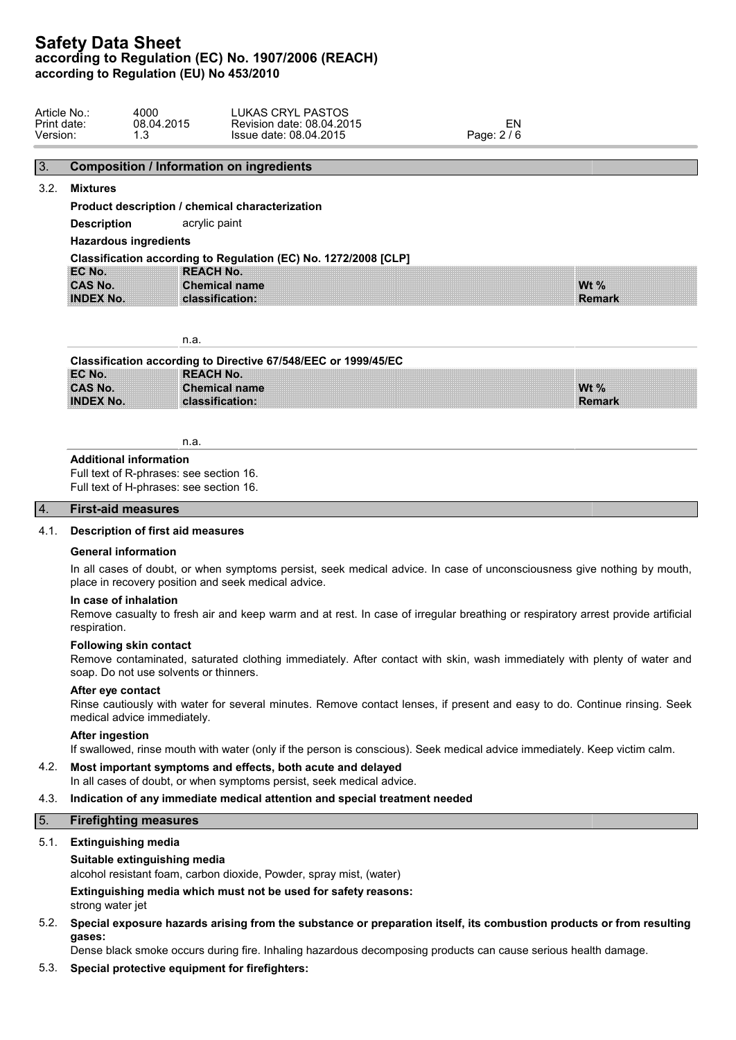## 3. Composition / Information on ingredients

### 3.2. Mixtures

**Product description / chemical characterization**

**Description** acrylic paint

**Hazardous ingredients**

**Classification according to Regulation (EC) No. 1272/2008 [CLP]**

| EC No. / CAS No. / INDEX No. | REACH No. / Chemical name / classification: | Wt % / Remark |
|---|---|---|
| | n.a. | |

**Classification according to Directive 67/548/EEC or 1999/45/EC**

| EC No. / CAS No. / INDEX No. | REACH No. / Chemical name / classification: | Wt % / Remark |
|---|---|---|
| | n.a. | |

**Additional information**

Full text of R-phrases: see section 16.
Full text of H-phrases: see section 16.

## 4. First-aid measures

### 4.1. Description of first aid measures

**General information**

In all cases of doubt, or when symptoms persist, seek medical advice. In case of unconsciousness give nothing by mouth, place in recovery position and seek medical advice.

**In case of inhalation**

Remove casualty to fresh air and keep warm and at rest. In case of irregular breathing or respiratory arrest provide artificial respiration.

**Following skin contact**

Remove contaminated, saturated clothing immediately. After contact with skin, wash immediately with plenty of water and soap. Do not use solvents or thinners.

**After eye contact**

Rinse cautiously with water for several minutes. Remove contact lenses, if present and easy to do. Continue rinsing. Seek medical advice immediately.

**After ingestion**

If swallowed, rinse mouth with water (only if the person is conscious). Seek medical advice immediately. Keep victim calm.

### 4.2. Most important symptoms and effects, both acute and delayed

In all cases of doubt, or when symptoms persist, seek medical advice.

### 4.3. Indication of any immediate medical attention and special treatment needed

## 5. Firefighting measures

### 5.1. Extinguishing media

**Suitable extinguishing media**

alcohol resistant foam, carbon dioxide, Powder, spray mist, (water)

**Extinguishing media which must not be used for safety reasons:**

strong water jet

### 5.2. Special exposure hazards arising from the substance or preparation itself, its combustion products or from resulting gases:

Dense black smoke occurs during fire. Inhaling hazardous decomposing products can cause serious health damage.

### 5.3. Special protective equipment for firefighters: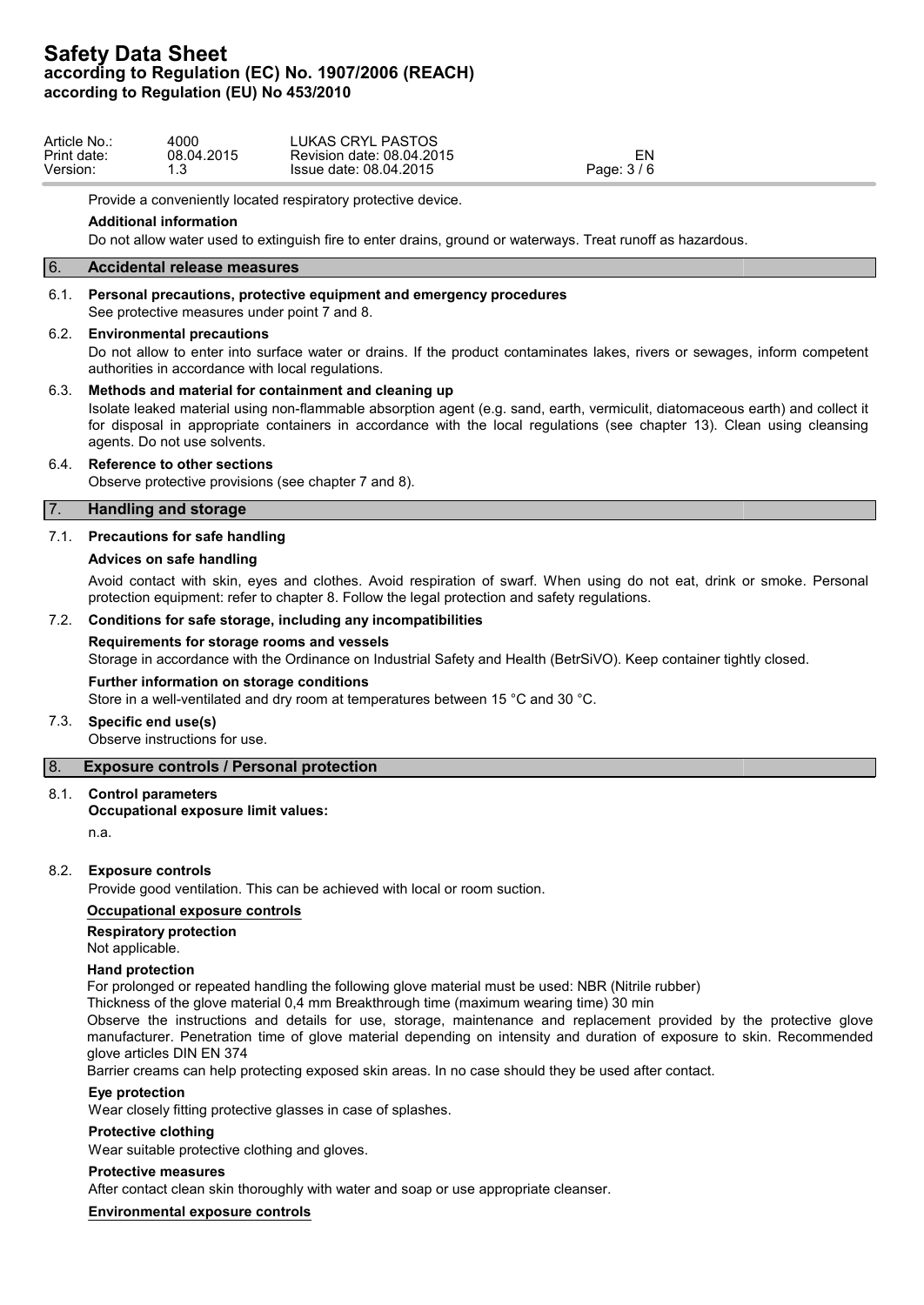Provide a conveniently located respiratory protective device.

**Additional information**

Do not allow water used to extinguish fire to enter drains, ground or waterways. Treat runoff as hazardous.

## 6. Accidental release measures

### 6.1. Personal precautions, protective equipment and emergency procedures

See protective measures under point 7 and 8.

### 6.2. Environmental precautions

Do not allow to enter into surface water or drains. If the product contaminates lakes, rivers or sewages, inform competent authorities in accordance with local regulations.

### 6.3. Methods and material for containment and cleaning up

Isolate leaked material using non-flammable absorption agent (e.g. sand, earth, vermiculit, diatomaceous earth) and collect it for disposal in appropriate containers in accordance with the local regulations (see chapter 13). Clean using cleansing agents. Do not use solvents.

### 6.4. Reference to other sections

Observe protective provisions (see chapter 7 and 8).

## 7. Handling and storage

### 7.1. Precautions for safe handling

**Advices on safe handling**

Avoid contact with skin, eyes and clothes. Avoid respiration of swarf. When using do not eat, drink or smoke. Personal protection equipment: refer to chapter 8. Follow the legal protection and safety regulations.

### 7.2. Conditions for safe storage, including any incompatibilities

**Requirements for storage rooms and vessels**

Storage in accordance with the Ordinance on Industrial Safety and Health (BetrSiVO). Keep container tightly closed.

**Further information on storage conditions**

Store in a well-ventilated and dry room at temperatures between 15 °C and 30 °C.

### 7.3. Specific end use(s)

Observe instructions for use.

## 8. Exposure controls / Personal protection

### 8.1. Control parameters

**Occupational exposure limit values:**

n.a.

### 8.2. Exposure controls

Provide good ventilation. This can be achieved with local or room suction.

**Occupational exposure controls**

**Respiratory protection**

Not applicable.

**Hand protection**

For prolonged or repeated handling the following glove material must be used: NBR (Nitrile rubber)

Thickness of the glove material 0,4 mm Breakthrough time (maximum wearing time) 30 min

Observe the instructions and details for use, storage, maintenance and replacement provided by the protective glove manufacturer. Penetration time of glove material depending on intensity and duration of exposure to skin. Recommended glove articles DIN EN 374

Barrier creams can help protecting exposed skin areas. In no case should they be used after contact.

**Eye protection**

Wear closely fitting protective glasses in case of splashes.

**Protective clothing**

Wear suitable protective clothing and gloves.

**Protective measures**

After contact clean skin thoroughly with water and soap or use appropriate cleanser.

**Environmental exposure controls**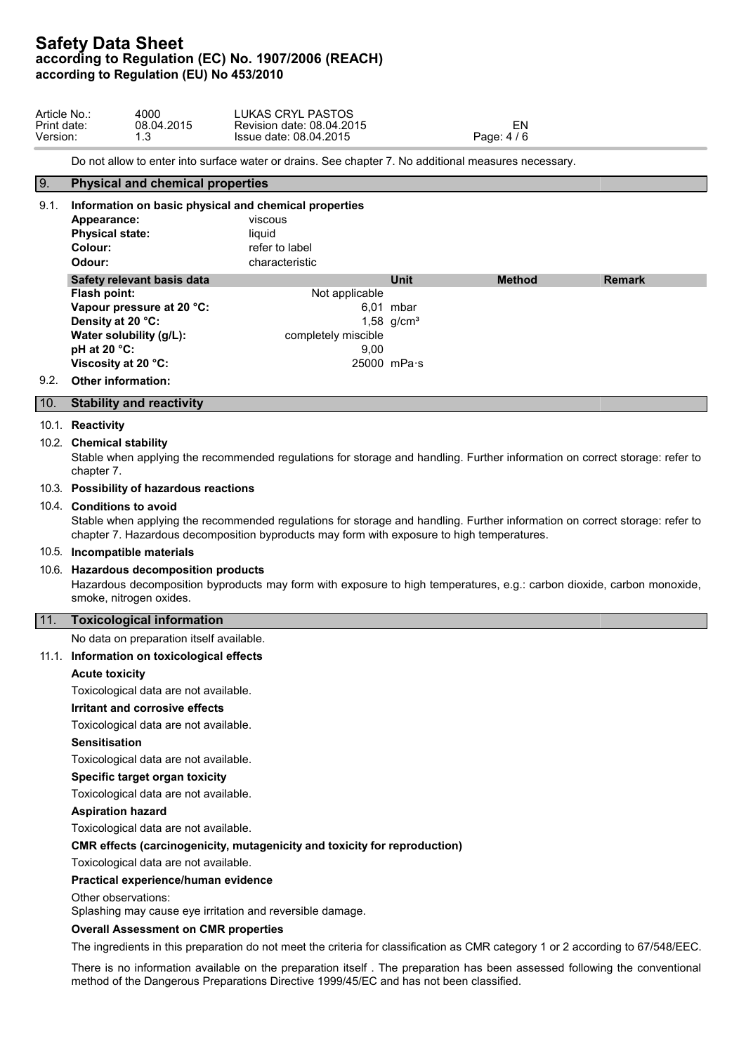Do not allow to enter into surface water or drains. See chapter 7. No additional measures necessary.

## 9. Physical and chemical properties

### 9.1. Information on basic physical and chemical properties

**Appearance:** viscous
**Physical state:** liquid
**Colour:** refer to label
**Odour:** characteristic

| Safety relevant basis data | | Unit | Method | Remark |
|---|---|---|---|---|
| **Flash point:** | Not applicable | | | |
| **Vapour pressure at 20 °C:** | 6,01 | mbar | | |
| **Density at 20 °C:** | 1,58 | g/cm³ | | |
| **Water solubility (g/L):** | completely miscible | | | |
| **pH at 20 °C:** | 9,00 | | | |
| **Viscosity at 20 °C:** | 25000 | mPa·s | | |

### 9.2. Other information:

## 10. Stability and reactivity

### 10.1. Reactivity

### 10.2. Chemical stability

Stable when applying the recommended regulations for storage and handling. Further information on correct storage: refer to chapter 7.

### 10.3. Possibility of hazardous reactions

### 10.4. Conditions to avoid

Stable when applying the recommended regulations for storage and handling. Further information on correct storage: refer to chapter 7. Hazardous decomposition byproducts may form with exposure to high temperatures.

### 10.5. Incompatible materials

### 10.6. Hazardous decomposition products

Hazardous decomposition byproducts may form with exposure to high temperatures, e.g.: carbon dioxide, carbon monoxide, smoke, nitrogen oxides.

## 11. Toxicological information

No data on preparation itself available.

### 11.1. Information on toxicological effects

**Acute toxicity**

Toxicological data are not available.

**Irritant and corrosive effects**

Toxicological data are not available.

**Sensitisation**

Toxicological data are not available.

**Specific target organ toxicity**

Toxicological data are not available.

**Aspiration hazard**

Toxicological data are not available.

**CMR effects (carcinogenicity, mutagenicity and toxicity for reproduction)**

Toxicological data are not available.

**Practical experience/human evidence**

Other observations:
Splashing may cause eye irritation and reversible damage.

**Overall Assessment on CMR properties**

The ingredients in this preparation do not meet the criteria for classification as CMR category 1 or 2 according to 67/548/EEC.

There is no information available on the preparation itself . The preparation has been assessed following the conventional method of the Dangerous Preparations Directive 1999/45/EC and has not been classified.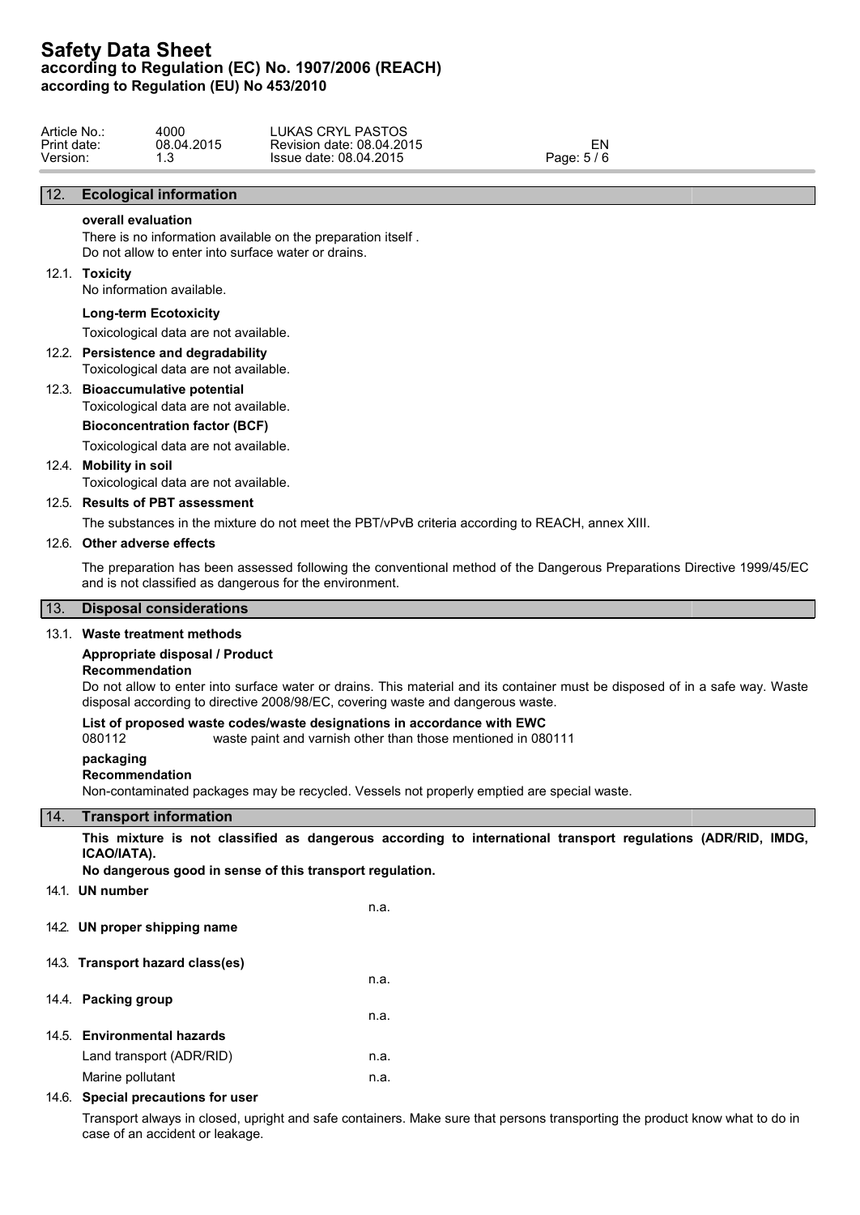## 12. Ecological information

**overall evaluation**

There is no information available on the preparation itself .
Do not allow to enter into surface water or drains.

### 12.1. Toxicity

No information available.

**Long-term Ecotoxicity**

Toxicological data are not available.

### 12.2. Persistence and degradability

Toxicological data are not available.

### 12.3. Bioaccumulative potential

Toxicological data are not available.

**Bioconcentration factor (BCF)**

Toxicological data are not available.

### 12.4. Mobility in soil

Toxicological data are not available.

### 12.5. Results of PBT assessment

The substances in the mixture do not meet the PBT/vPvB criteria according to REACH, annex XIII.

### 12.6. Other adverse effects

The preparation has been assessed following the conventional method of the Dangerous Preparations Directive 1999/45/EC and is not classified as dangerous for the environment.

## 13. Disposal considerations

### 13.1. Waste treatment methods

**Appropriate disposal / Product**
**Recommendation**

Do not allow to enter into surface water or drains. This material and its container must be disposed of in a safe way. Waste disposal according to directive 2008/98/EC, covering waste and dangerous waste.

**List of proposed waste codes/waste designations in accordance with EWC**

080112 waste paint and varnish other than those mentioned in 080111

**packaging**
**Recommendation**

Non-contaminated packages may be recycled. Vessels not properly emptied are special waste.

## 14. Transport information

**This mixture is not classified as dangerous according to international transport regulations (ADR/RID, IMDG, ICAO/IATA).**

**No dangerous good in sense of this transport regulation.**

### 14.1. UN number

n.a.

### 14.2. UN proper shipping name

### 14.3. Transport hazard class(es)

n.a.

### 14.4. Packing group

n.a.

### 14.5. Environmental hazards

| | |
|---|---|
| Land transport (ADR/RID) | n.a. |
| Marine pollutant | n.a. |

### 14.6. Special precautions for user

Transport always in closed, upright and safe containers. Make sure that persons transporting the product know what to do in case of an accident or leakage.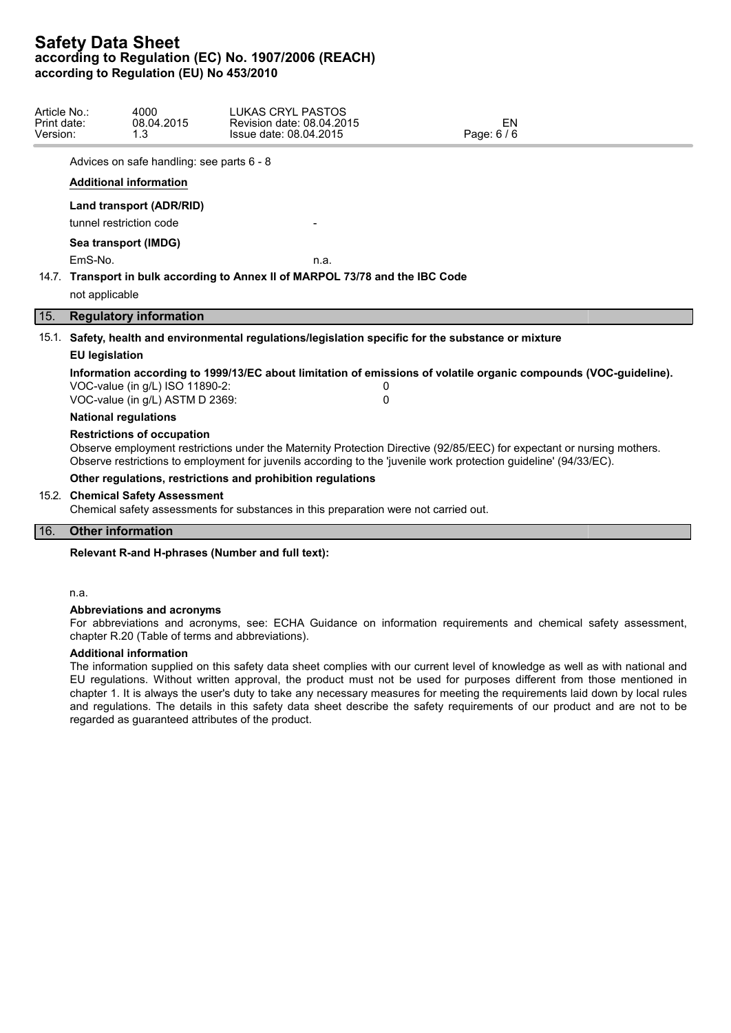Advices on safe handling: see parts 6 - 8

**Additional information**

**Land transport (ADR/RID)**

tunnel restriction code -

**Sea transport (IMDG)**

EmS-No. n.a.

### 14.7. Transport in bulk according to Annex II of MARPOL 73/78 and the IBC Code

not applicable

## 15. Regulatory information

### 15.1. Safety, health and environmental regulations/legislation specific for the substance or mixture

**EU legislation**

**Information according to 1999/13/EC about limitation of emissions of volatile organic compounds (VOC-guideline).**

VOC-value (in g/L) ISO 11890-2: 0
VOC-value (in g/L) ASTM D 2369: 0

**National regulations**

**Restrictions of occupation**

Observe employment restrictions under the Maternity Protection Directive (92/85/EEC) for expectant or nursing mothers. Observe restrictions to employment for juvenils according to the 'juvenile work protection guideline' (94/33/EC).

**Other regulations, restrictions and prohibition regulations**

### 15.2. Chemical Safety Assessment

Chemical safety assessments for substances in this preparation were not carried out.

## 16. Other information

**Relevant R-and H-phrases (Number and full text):**

n.a.

**Abbreviations and acronyms**

For abbreviations and acronyms, see: ECHA Guidance on information requirements and chemical safety assessment, chapter R.20 (Table of terms and abbreviations).

**Additional information**

The information supplied on this safety data sheet complies with our current level of knowledge as well as with national and EU regulations. Without written approval, the product must not be used for purposes different from those mentioned in chapter 1. It is always the user's duty to take any necessary measures for meeting the requirements laid down by local rules and regulations. The details in this safety data sheet describe the safety requirements of our product and are not to be regarded as guaranteed attributes of the product.